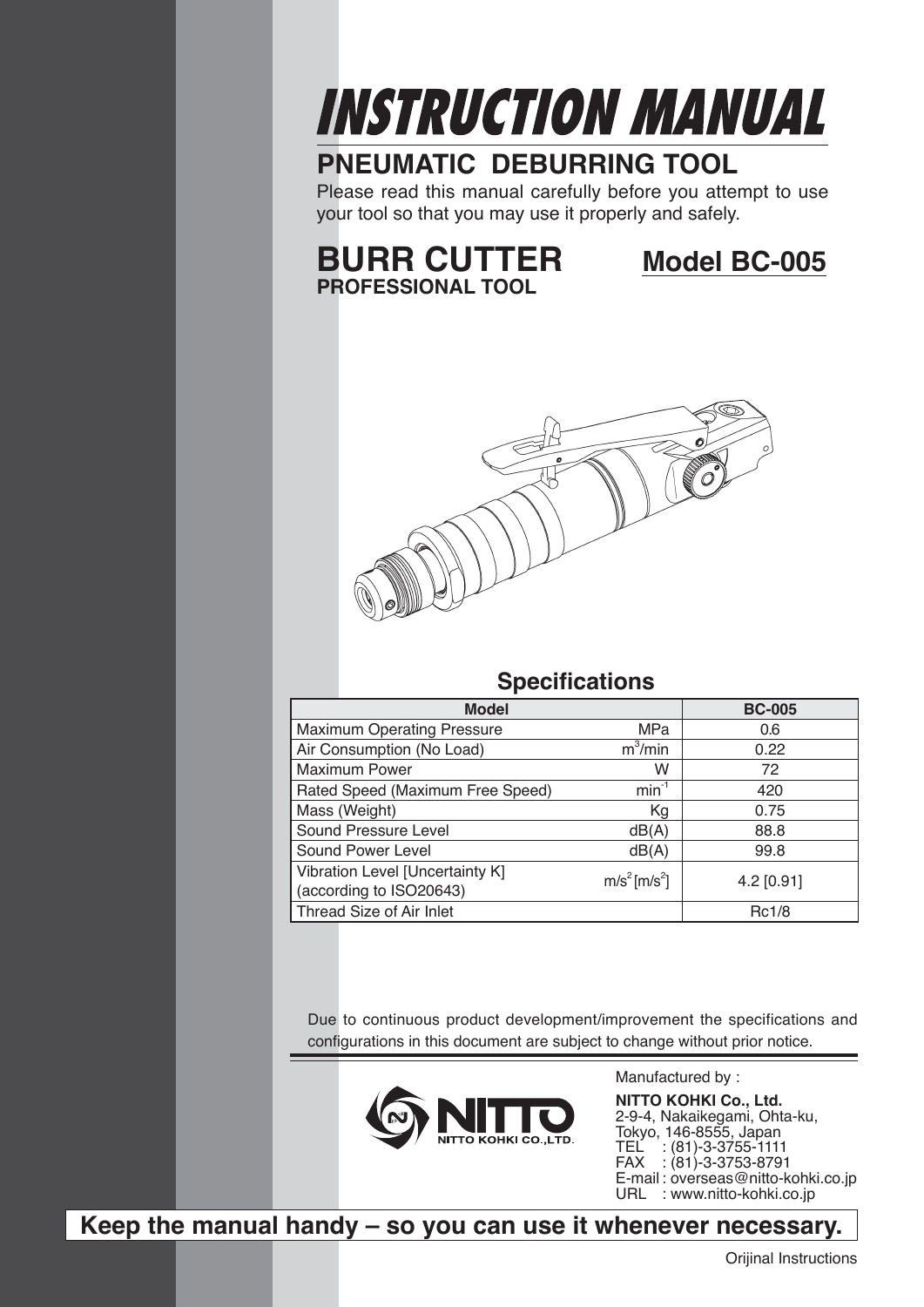# INSTRUCTION MANUAL

## PNEUMATIC DEBURRING TOOL

Please read this manual carefully before you attempt to use your tool so that you may use it properly and safely.

## BURR CUTTER

**PROFESSIONAL TOOL**

## Model BC-005

### Specifications

| Model | | BC-005 |
|---|---|---|
| Maximum Operating Pressure | MPa | 0.6 |
| Air Consumption (No Load) | $m^3$/min | 0.22 |
| Maximum Power | W | 72 |
| Rated Speed (Maximum Free Speed) | $min^{-1}$ | 420 |
| Mass (Weight) | Kg | 0.75 |
| Sound Pressure Level | dB(A) | 88.8 |
| Sound Power Level | dB(A) | 99.8 |
| Vibration Level [Uncertainty K] (according to ISO20643) | $m/s^2$ [$m/s^2$] | 4.2 [0.91] |
| Thread Size of Air Inlet | | Rc1/8 |

Due to continuous product development/improvement the specifications and configurations in this document are subject to change without prior notice.

NITTO KOHKI CO.,LTD.

Manufactured by :

**NITTO KOHKI Co., Ltd.**
2-9-4, Nakaikegami, Ohta-ku,
Tokyo, 146-8555, Japan
TEL : (81)-3-3755-1111
FAX : (81)-3-3753-8791
E-mail : overseas@nitto-kohki.co.jp
URL : www.nitto-kohki.co.jp

**Keep the manual handy – so you can use it whenever necessary.**

Orijinal Instructions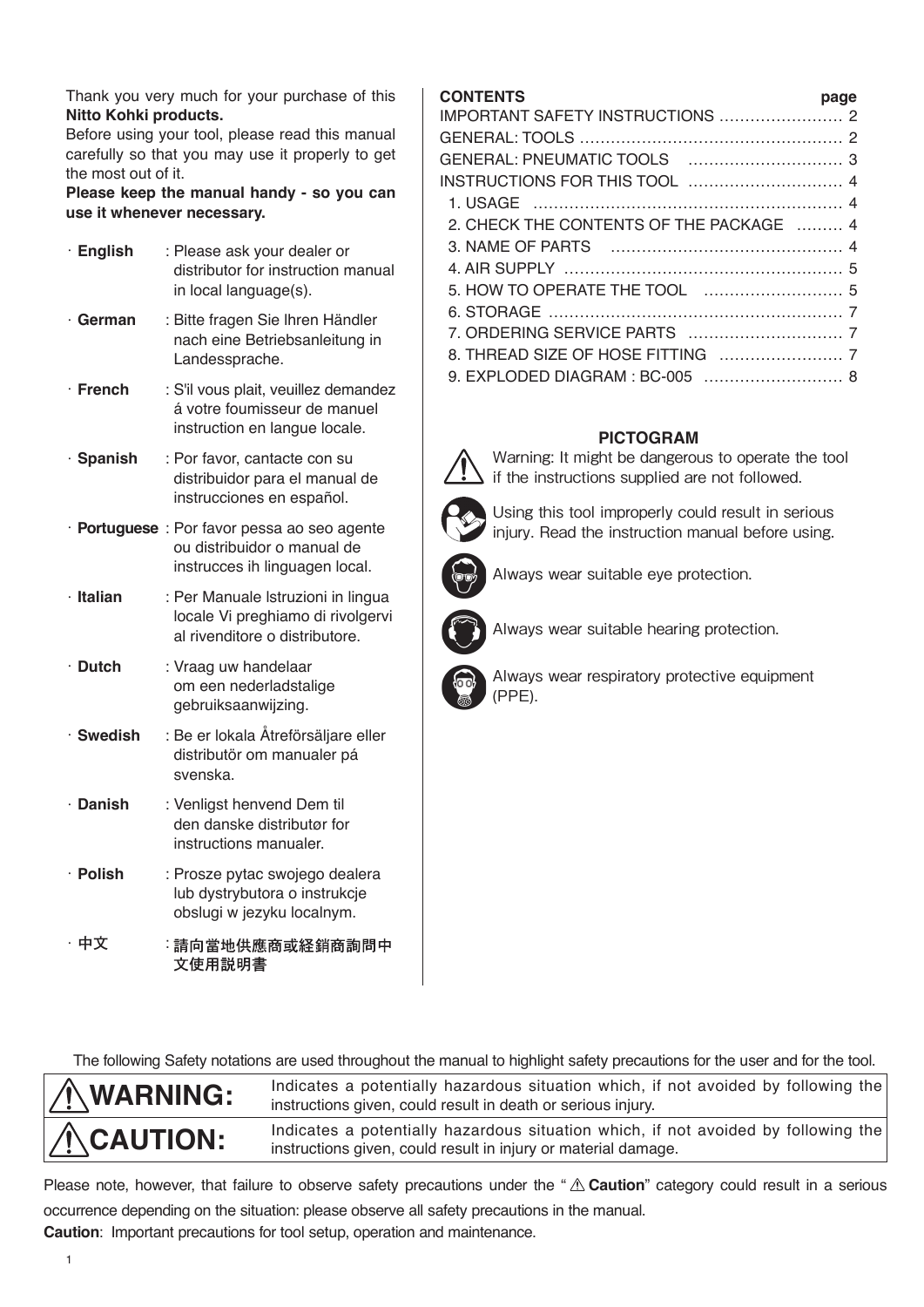Thank you very much for your purchase of this **Nitto Kohki products.**
Before using your tool, please read this manual carefully so that you may use it properly to get the most out of it.
**Please keep the manual handy - so you can use it whenever necessary.**

- **English** : Please ask your dealer or distributor for instruction manual in local language(s).
- **German** : Bitte fragen Sie Ihren Händler nach eine Betriebsanleitung in Landessprache.
- **French** : S'il vous plait, veuillez demandez á votre foumisseur de manuel instruction en langue locale.
- **Spanish** : Por favor, cantacte con su distribuidor para el manual de instrucciones en español.
- **Portuguese** : Por favor pessa ao seo agente ou distribuidor o manual de instrucces ih linguagen local.
- **Italian** : Per Manuale lstruzioni in lingua locale Vi preghiamo di rivolgervi al rivenditore o distributore.
- **Dutch** : Vraag uw handelaar om een nederladstalige gebruiksaanwijzing.
- **Swedish** : Be er lokala Åtreförsäljare eller distributör om manualer pá svenska.
- **Danish** : Venligst henvend Dem til den danske distributør for instructions manualer.
- **Polish** : Prosze pytac swojego dealera lub dystrybutora o instrukcje obslugi w jezyku localnym.
- **中文** : 請向當地供應商或経銷商詢問中文使用説明書

| CONTENTS | page |
|---|---|
| IMPORTANT SAFETY INSTRUCTIONS | 2 |
| GENERAL: TOOLS | 2 |
| GENERAL: PNEUMATIC TOOLS | 3 |
| INSTRUCTIONS FOR THIS TOOL | 4 |
| 1. USAGE | 4 |
| 2. CHECK THE CONTENTS OF THE PACKAGE | 4 |
| 3. NAME OF PARTS | 4 |
| 4. AIR SUPPLY | 5 |
| 5. HOW TO OPERATE THE TOOL | 5 |
| 6. STORAGE | 7 |
| 7. ORDERING SERVICE PARTS | 7 |
| 8. THREAD SIZE OF HOSE FITTING | 7 |
| 9. EXPLODED DIAGRAM : BC-005 | 8 |

**PICTOGRAM**

- Warning: It might be dangerous to operate the tool if the instructions supplied are not followed.
- Using this tool improperly could result in serious injury. Read the instruction manual before using.
- Always wear suitable eye protection.
- Always wear suitable hearing protection.
- Always wear respiratory protective equipment (PPE).

The following Safety notations are used throughout the manual to highlight safety precautions for the user and for the tool.

| | |
|---|---|
| ⚠ **WARNING:** | Indicates a potentially hazardous situation which, if not avoided by following the instructions given, could result in death or serious injury. |
| ⚠ **CAUTION:** | Indicates a potentially hazardous situation which, if not avoided by following the instructions given, could result in injury or material damage. |

Please note, however, that failure to observe safety precautions under the " ⚠ **Caution**" category could result in a serious occurrence depending on the situation: please observe all safety precautions in the manual.
**Caution**: Important precautions for tool setup, operation and maintenance.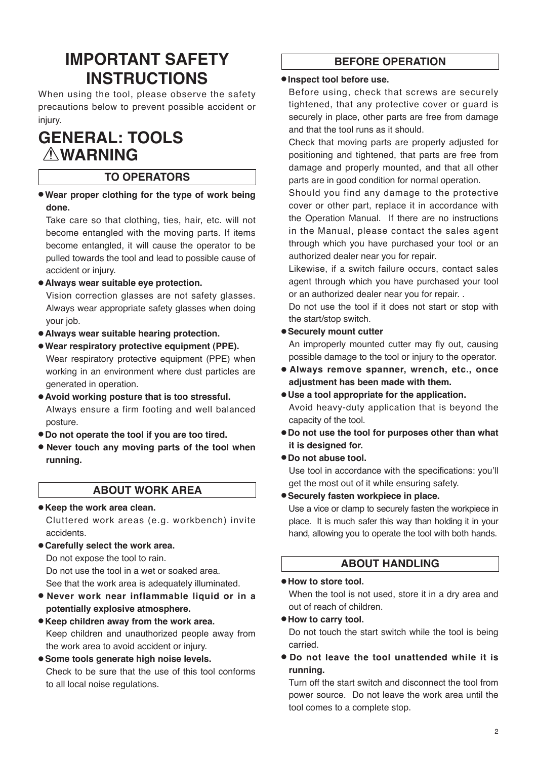# IMPORTANT SAFETY INSTRUCTIONS

When using the tool, please observe the safety precautions below to prevent possible accident or injury.

# GENERAL: TOOLS ⚠WARNING

## TO OPERATORS

- **Wear proper clothing for the type of work being done.**
  Take care so that clothing, ties, hair, etc. will not become entangled with the moving parts. If items become entangled, it will cause the operator to be pulled towards the tool and lead to possible cause of accident or injury.
- **Always wear suitable eye protection.**
  Vision correction glasses are not safety glasses. Always wear appropriate safety glasses when doing your job.
- **Always wear suitable hearing protection.**
- **Wear respiratory protective equipment (PPE).**
  Wear respiratory protective equipment (PPE) when working in an environment where dust particles are generated in operation.
- **Avoid working posture that is too stressful.**
  Always ensure a firm footing and well balanced posture.
- **Do not operate the tool if you are too tired.**
- **Never touch any moving parts of the tool when running.**

## ABOUT WORK AREA

- **Keep the work area clean.**
  Cluttered work areas (e.g. workbench) invite accidents.
- **Carefully select the work area.**
  Do not expose the tool to rain.
  Do not use the tool in a wet or soaked area.
  See that the work area is adequately illuminated.
- **Never work near inflammable liquid or in a potentially explosive atmosphere.**
- **Keep children away from the work area.**
  Keep children and unauthorized people away from the work area to avoid accident or injury.
- **Some tools generate high noise levels.**
  Check to be sure that the use of this tool conforms to all local noise regulations.

## BEFORE OPERATION

- **Inspect tool before use.**
  Before using, check that screws are securely tightened, that any protective cover or guard is securely in place, other parts are free from damage and that the tool runs as it should.
  Check that moving parts are properly adjusted for positioning and tightened, that parts are free from damage and properly mounted, and that all other parts are in good condition for normal operation.
  Should you find any damage to the protective cover or other part, replace it in accordance with the Operation Manual. If there are no instructions in the Manual, please contact the sales agent through which you have purchased your tool or an authorized dealer near you for repair.
  Likewise, if a switch failure occurs, contact sales agent through which you have purchased your tool or an authorized dealer near you for repair. .
  Do not use the tool if it does not start or stop with the start/stop switch.
- **Securely mount cutter**
  An improperly mounted cutter may fly out, causing possible damage to the tool or injury to the operator.
- **Always remove spanner, wrench, etc., once adjustment has been made with them.**
- **Use a tool appropriate for the application.**
  Avoid heavy-duty application that is beyond the capacity of the tool.
- **Do not use the tool for purposes other than what it is designed for.**
- **Do not abuse tool.**
  Use tool in accordance with the specifications: you'll get the most out of it while ensuring safety.
- **Securely fasten workpiece in place.**
  Use a vice or clamp to securely fasten the workpiece in place. It is much safer this way than holding it in your hand, allowing you to operate the tool with both hands.

## ABOUT HANDLING

- **How to store tool.**
  When the tool is not used, store it in a dry area and out of reach of children.
- **How to carry tool.**
  Do not touch the start switch while the tool is being carried.
- **Do not leave the tool unattended while it is running.**
  Turn off the start switch and disconnect the tool from power source. Do not leave the work area until the tool comes to a complete stop.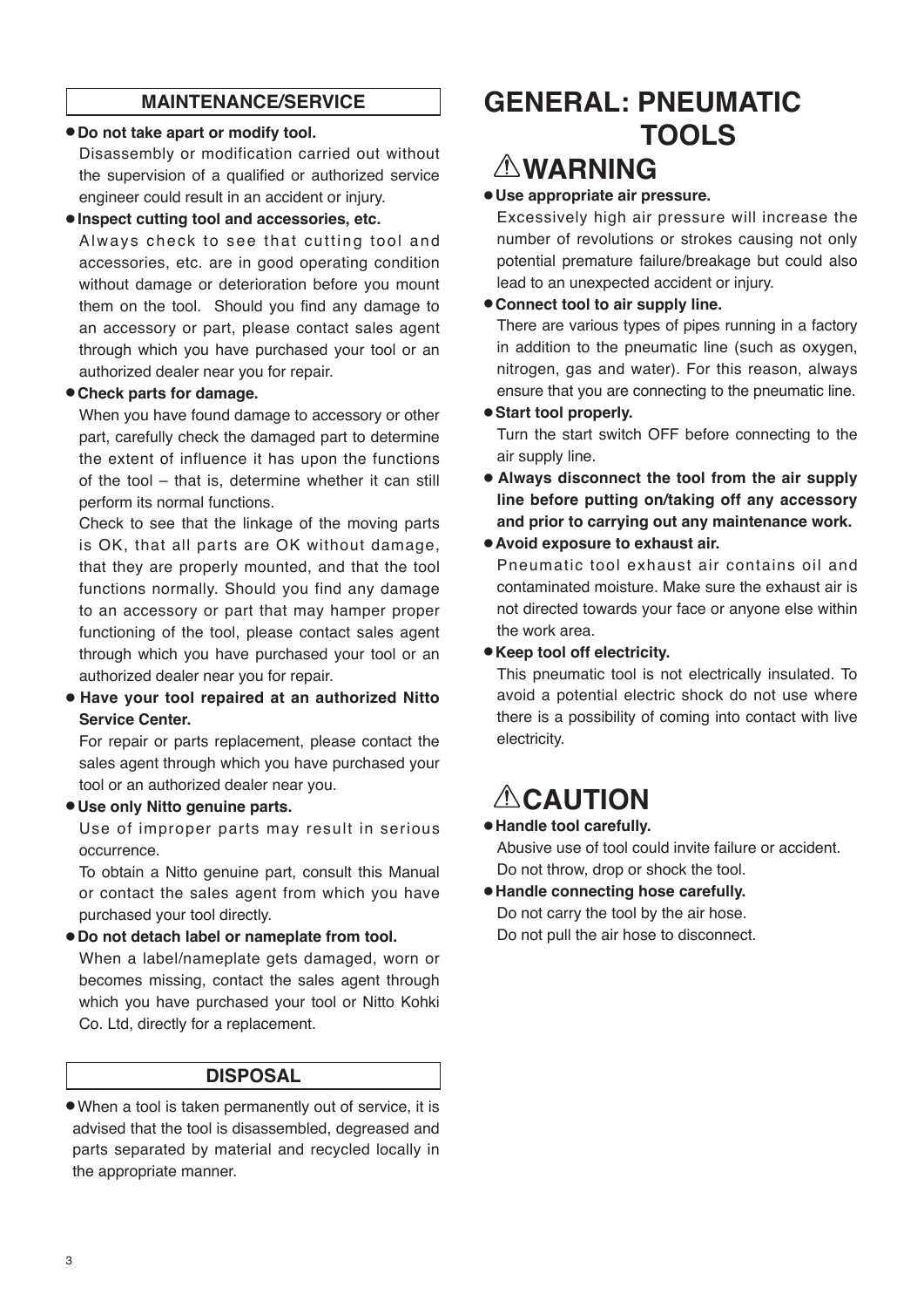## MAINTENANCE/SERVICE

- **Do not take apart or modify tool.**
  Disassembly or modification carried out without the supervision of a qualified or authorized service engineer could result in an accident or injury.
- **Inspect cutting tool and accessories, etc.**
  Always check to see that cutting tool and accessories, etc. are in good operating condition without damage or deterioration before you mount them on the tool. Should you find any damage to an accessory or part, please contact sales agent through which you have purchased your tool or an authorized dealer near you for repair.
- **Check parts for damage.**
  When you have found damage to accessory or other part, carefully check the damaged part to determine the extent of influence it has upon the functions of the tool – that is, determine whether it can still perform its normal functions.
  Check to see that the linkage of the moving parts is OK, that all parts are OK without damage, that they are properly mounted, and that the tool functions normally. Should you find any damage to an accessory or part that may hamper proper functioning of the tool, please contact sales agent through which you have purchased your tool or an authorized dealer near you for repair.
- **Have your tool repaired at an authorized Nitto Service Center.**
  For repair or parts replacement, please contact the sales agent through which you have purchased your tool or an authorized dealer near you.
- **Use only Nitto genuine parts.**
  Use of improper parts may result in serious occurrence.
  To obtain a Nitto genuine part, consult this Manual or contact the sales agent from which you have purchased your tool directly.
- **Do not detach label or nameplate from tool.**
  When a label/nameplate gets damaged, worn or becomes missing, contact the sales agent through which you have purchased your tool or Nitto Kohki Co. Ltd, directly for a replacement.

## DISPOSAL

- When a tool is taken permanently out of service, it is advised that the tool is disassembled, degreased and parts separated by material and recycled locally in the appropriate manner.

# GENERAL: PNEUMATIC TOOLS

## ⚠WARNING

- **Use appropriate air pressure.**
  Excessively high air pressure will increase the number of revolutions or strokes causing not only potential premature failure/breakage but could also lead to an unexpected accident or injury.
- **Connect tool to air supply line.**
  There are various types of pipes running in a factory in addition to the pneumatic line (such as oxygen, nitrogen, gas and water). For this reason, always ensure that you are connecting to the pneumatic line.
- **Start tool properly.**
  Turn the start switch OFF before connecting to the air supply line.
- **Always disconnect the tool from the air supply line before putting on/taking off any accessory and prior to carrying out any maintenance work.**
- **Avoid exposure to exhaust air.**
  Pneumatic tool exhaust air contains oil and contaminated moisture. Make sure the exhaust air is not directed towards your face or anyone else within the work area.
- **Keep tool off electricity.**
  This pneumatic tool is not electrically insulated. To avoid a potential electric shock do not use where there is a possibility of coming into contact with live electricity.

## ⚠CAUTION

- **Handle tool carefully.**
  Abusive use of tool could invite failure or accident.
  Do not throw, drop or shock the tool.
- **Handle connecting hose carefully.**
  Do not carry the tool by the air hose.
  Do not pull the air hose to disconnect.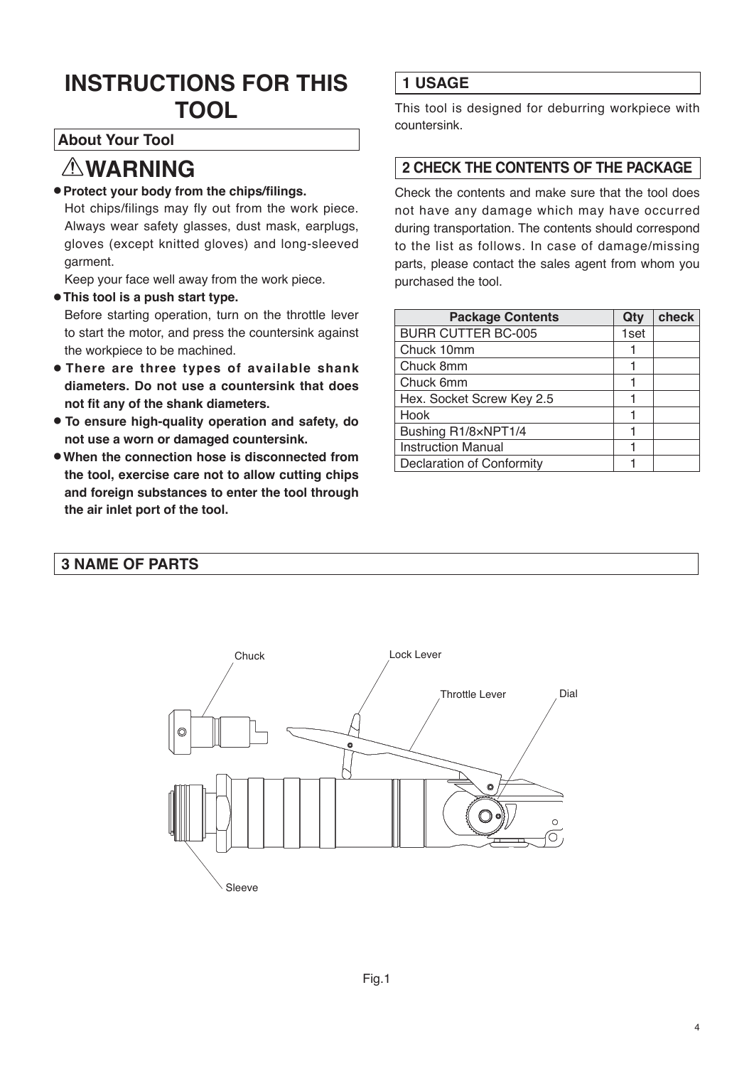# INSTRUCTIONS FOR THIS TOOL

## About Your Tool

## ⚠WARNING

- **Protect your body from the chips/filings.**
  Hot chips/filings may fly out from the work piece. Always wear safety glasses, dust mask, earplugs, gloves (except knitted gloves) and long-sleeved garment.
  Keep your face well away from the work piece.
- **This tool is a push start type.**
  Before starting operation, turn on the throttle lever to start the motor, and press the countersink against the workpiece to be machined.
- **There are three types of available shank diameters. Do not use a countersink that does not fit any of the shank diameters.**
- **To ensure high-quality operation and safety, do not use a worn or damaged countersink.**
- **When the connection hose is disconnected from the tool, exercise care not to allow cutting chips and foreign substances to enter the tool through the air inlet port of the tool.**

## 1 USAGE

This tool is designed for deburring workpiece with countersink.

## 2 CHECK THE CONTENTS OF THE PACKAGE

Check the contents and make sure that the tool does not have any damage which may have occurred during transportation. The contents should correspond to the list as follows. In case of damage/missing parts, please contact the sales agent from whom you purchased the tool.

| Package Contents | Qty | check |
|---|---|---|
| BURR CUTTER BC-005 | 1set | |
| Chuck 10mm | 1 | |
| Chuck 8mm | 1 | |
| Chuck 6mm | 1 | |
| Hex. Socket Screw Key 2.5 | 1 | |
| Hook | 1 | |
| Bushing R1/8×NPT1/4 | 1 | |
| Instruction Manual | 1 | |
| Declaration of Conformity | 1 | |

## 3 NAME OF PARTS

Chuck, Lock Lever, Throttle Lever, Dial, Sleeve

Fig.1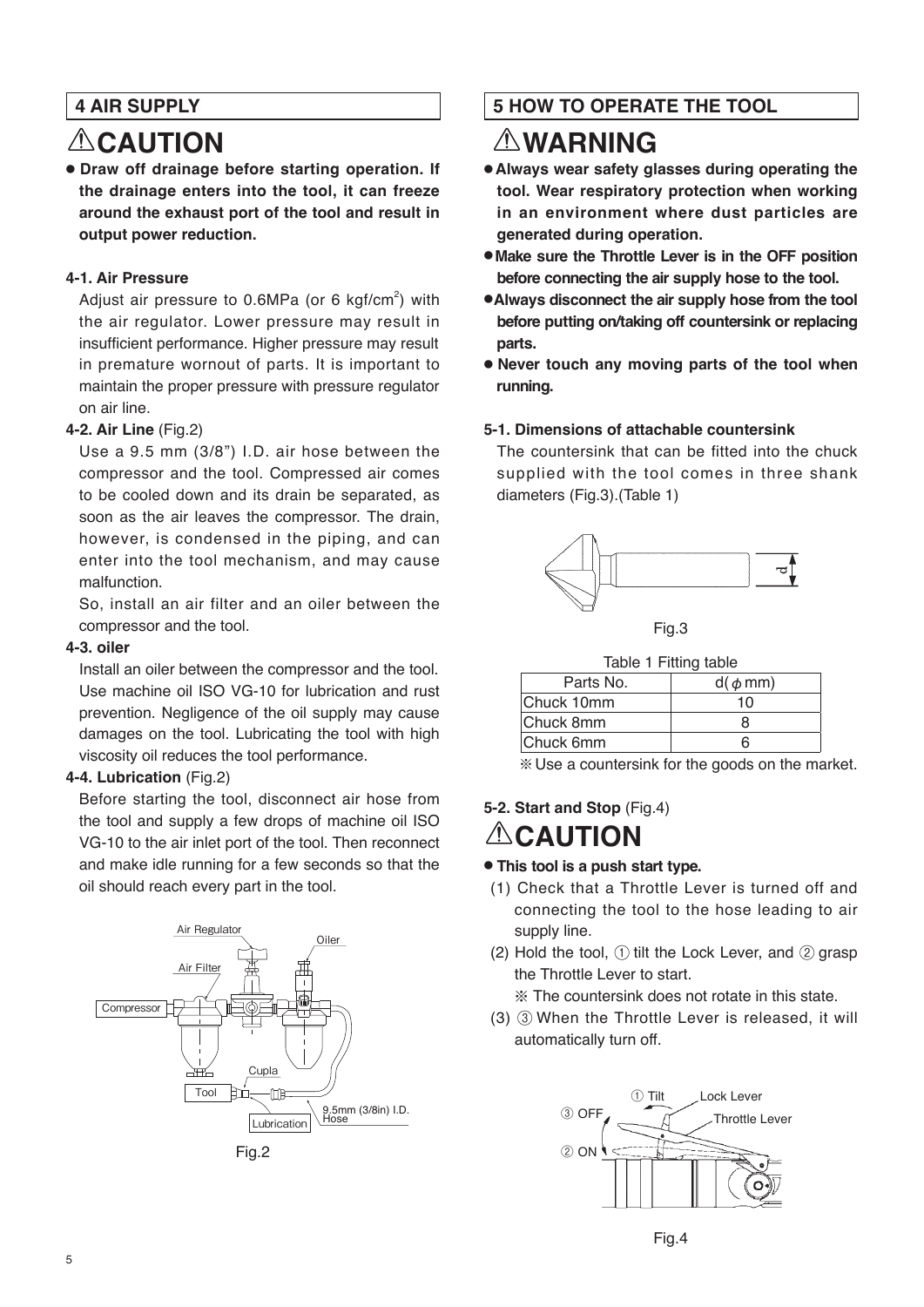## 4 AIR SUPPLY

### ⚠CAUTION

- **Draw off drainage before starting operation. If the drainage enters into the tool, it can freeze around the exhaust port of the tool and result in output power reduction.**

**4-1. Air Pressure**

Adjust air pressure to 0.6MPa (or 6 kgf/cm$^2$) with the air regulator. Lower pressure may result in insufficient performance. Higher pressure may result in premature wornout of parts. It is important to maintain the proper pressure with pressure regulator on air line.

**4-2. Air Line** (Fig.2)

Use a 9.5 mm (3/8") I.D. air hose between the compressor and the tool. Compressed air comes to be cooled down and its drain be separated, as soon as the air leaves the compressor. The drain, however, is condensed in the piping, and can enter into the tool mechanism, and may cause malfunction.

So, install an air filter and an oiler between the compressor and the tool.

**4-3. oiler**

Install an oiler between the compressor and the tool. Use machine oil ISO VG-10 for lubrication and rust prevention. Negligence of the oil supply may cause damages on the tool. Lubricating the tool with high viscosity oil reduces the tool performance.

**4-4. Lubrication** (Fig.2)

Before starting the tool, disconnect air hose from the tool and supply a few drops of machine oil ISO VG-10 to the air inlet port of the tool. Then reconnect and make idle running for a few seconds so that the oil should reach every part in the tool.

Air Regulator, Oiler, Air Filter, Compressor, Cupla, Tool, Lubrication, 9.5mm (3/8in) I.D. Hose

Fig.2

## 5 HOW TO OPERATE THE TOOL

### ⚠WARNING

- **Always wear safety glasses during operating the tool. Wear respiratory protection when working in an environment where dust particles are generated during operation.**
- **Make sure the Throttle Lever is in the OFF position before connecting the air supply hose to the tool.**
- **Always disconnect the air supply hose from the tool before putting on/taking off countersink or replacing parts.**
- **Never touch any moving parts of the tool when running.**

**5-1. Dimensions of attachable countersink**

The countersink that can be fitted into the chuck supplied with the tool comes in three shank diameters (Fig.3).(Table 1)

d

Fig.3

Table 1 Fitting table

| Parts No. | d(ϕ mm) |
|---|---|
| Chuck 10mm | 10 |
| Chuck 8mm | 8 |
| Chuck 6mm | 6 |

※ Use a countersink for the goods on the market.

**5-2. Start and Stop** (Fig.4)

### ⚠CAUTION

- **This tool is a push start type.**

(1) Check that a Throttle Lever is turned off and connecting the tool to the hose leading to air supply line.

(2) Hold the tool, ① tilt the Lock Lever, and ② grasp the Throttle Lever to start.

※ The countersink does not rotate in this state.

(3) ③ When the Throttle Lever is released, it will automatically turn off.

① Tilt, Lock Lever, ③ OFF, Throttle Lever, ② ON

Fig.4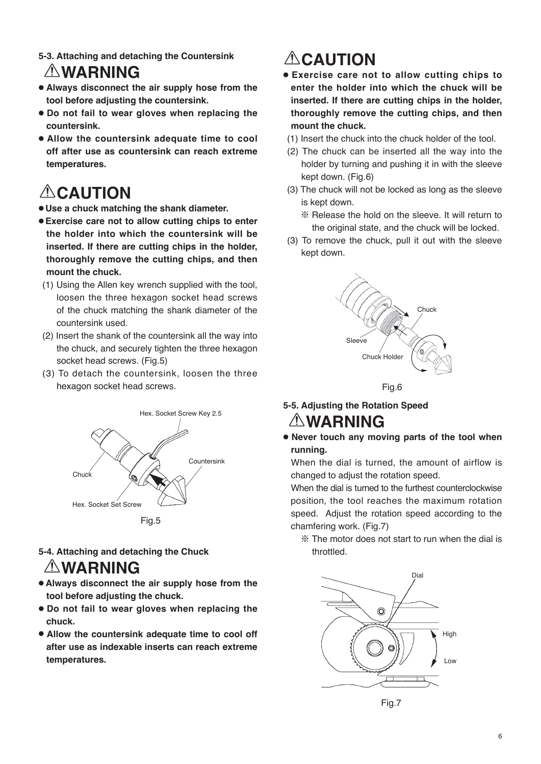### 5-3. Attaching and detaching the Countersink

## ⚠WARNING

- **Always disconnect the air supply hose from the tool before adjusting the countersink.**
- **Do not fail to wear gloves when replacing the countersink.**
- **Allow the countersink adequate time to cool off after use as countersink can reach extreme temperatures.**

## ⚠CAUTION

- **Use a chuck matching the shank diameter.**
- **Exercise care not to allow cutting chips to enter the holder into which the countersink will be inserted. If there are cutting chips in the holder, thoroughly remove the cutting chips, and then mount the chuck.**

(1) Using the Allen key wrench supplied with the tool, loosen the three hexagon socket head screws of the chuck matching the shank diameter of the countersink used.

(2) Insert the shank of the countersink all the way into the chuck, and securely tighten the three hexagon socket head screws. (Fig.5)

(3) To detach the countersink, loosen the three hexagon socket head screws.

Hex. Socket Screw Key 2.5
Countersink
Chuck
Hex. Socket Set Screw

Fig.5

### 5-4. Attaching and detaching the Chuck

## ⚠WARNING

- **Always disconnect the air supply hose from the tool before adjusting the chuck.**
- **Do not fail to wear gloves when replacing the chuck.**
- **Allow the countersink adequate time to cool off after use as indexable inserts can reach extreme temperatures.**

## ⚠CAUTION

- **Exercise care not to allow cutting chips to enter the holder into which the chuck will be inserted. If there are cutting chips in the holder, thoroughly remove the cutting chips, and then mount the chuck.**

(1) Insert the chuck into the chuck holder of the tool.

(2) The chuck can be inserted all the way into the holder by turning and pushing it in with the sleeve kept down. (Fig.6)

(3) The chuck will not be locked as long as the sleeve is kept down.

※ Release the hold on the sleeve. It will return to the original state, and the chuck will be locked.

(3) To remove the chuck, pull it out with the sleeve kept down.

Chuck
Sleeve
Chuck Holder

Fig.6

### 5-5. Adjusting the Rotation Speed

## ⚠WARNING

- **Never touch any moving parts of the tool when running.**

When the dial is turned, the amount of airflow is changed to adjust the rotation speed.

When the dial is turned to the furthest counterclockwise position, the tool reaches the maximum rotation speed. Adjust the rotation speed according to the chamfering work. (Fig.7)

※ The motor does not start to run when the dial is throttled.

Dial
High
Low

Fig.7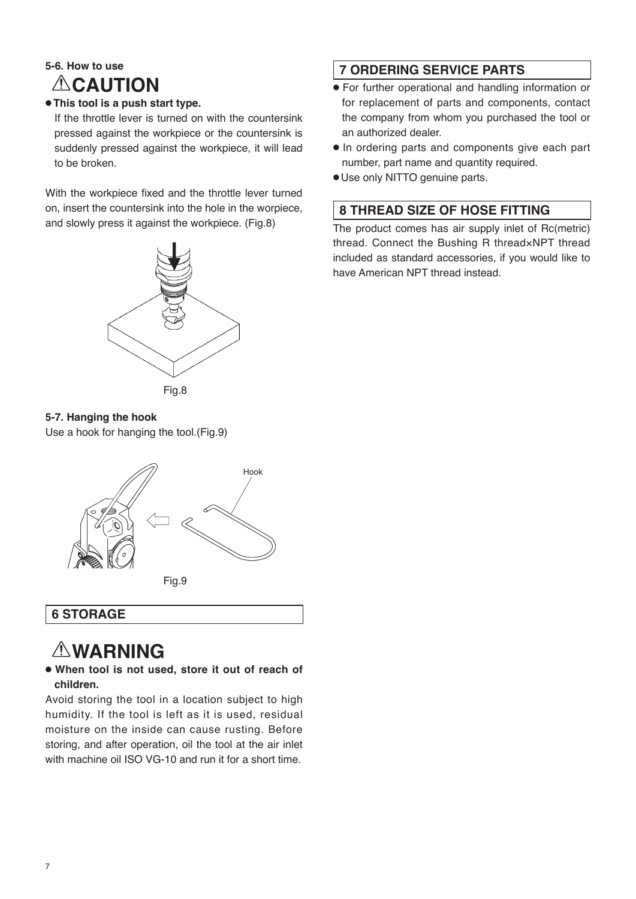### 5-6. How to use

## ⚠CAUTION

- **This tool is a push start type.**

  If the throttle lever is turned on with the countersink pressed against the workpiece or the countersink is suddenly pressed against the workpiece, it will lead to be broken.

With the workpiece fixed and the throttle lever turned on, insert the countersink into the hole in the worpiece, and slowly press it against the workpiece. (Fig.8)

Fig.8

### 5-7. Hanging the hook

Use a hook for hanging the tool.(Fig.9)

Hook

Fig.9

## 6 STORAGE

## ⚠WARNING

- **When tool is not used, store it out of reach of children.**

Avoid storing the tool in a location subject to high humidity. If the tool is left as it is used, residual moisture on the inside can cause rusting. Before storing, and after operation, oil the tool at the air inlet with machine oil ISO VG-10 and run it for a short time.

## 7 ORDERING SERVICE PARTS

- For further operational and handling information or for replacement of parts and components, contact the company from whom you purchased the tool or an authorized dealer.
- In ordering parts and components give each part number, part name and quantity required.
- Use only NITTO genuine parts.

## 8 THREAD SIZE OF HOSE FITTING

The product comes has air supply inlet of Rc(metric) thread. Connect the Bushing R thread×NPT thread included as standard accessories, if you would like to have American NPT thread instead.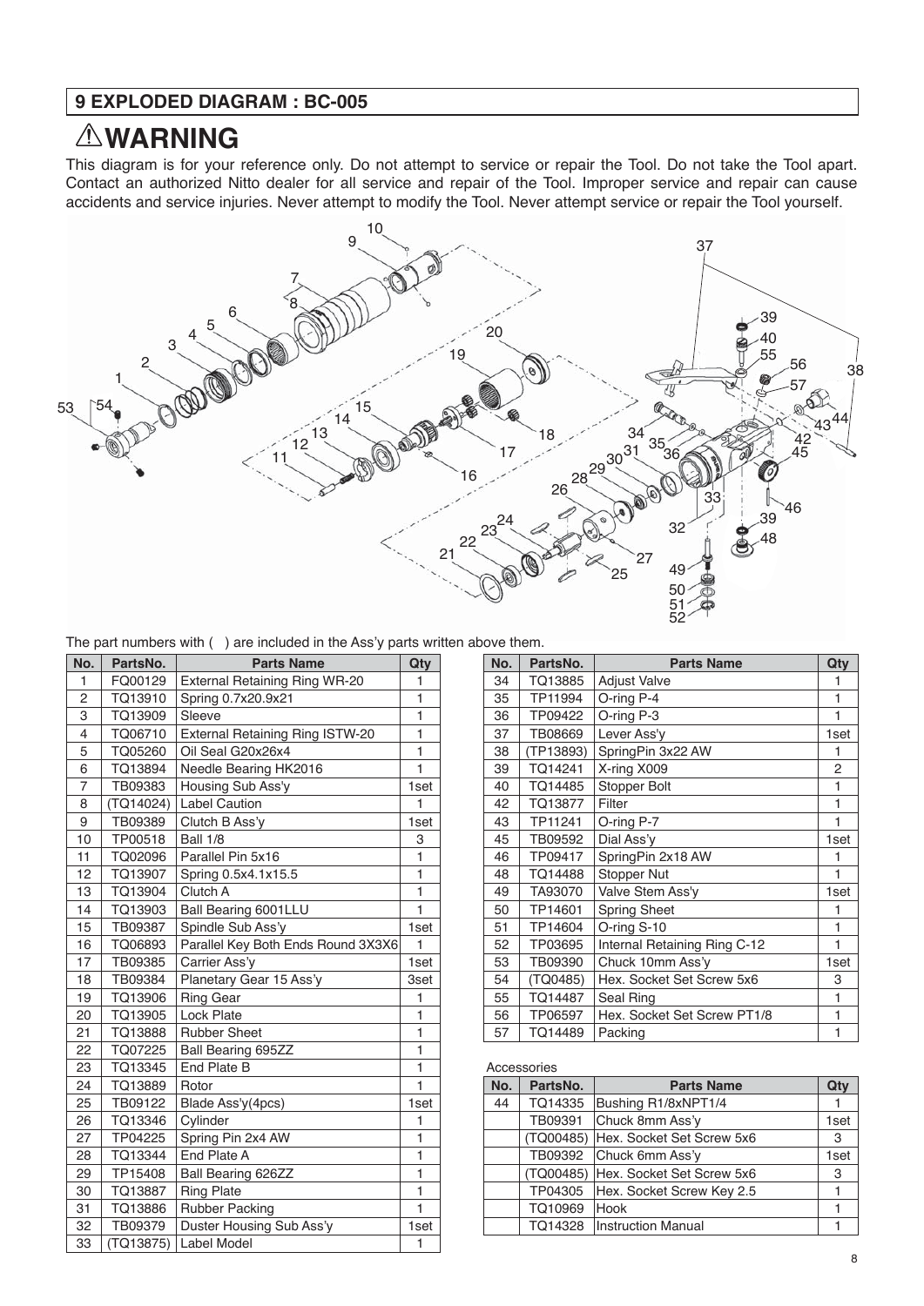## 9 EXPLODED DIAGRAM : BC-005

# ⚠WARNING

This diagram is for your reference only. Do not attempt to service or repair the Tool. Do not take the Tool apart. Contact an authorized Nitto dealer for all service and repair of the Tool. Improper service and repair can cause accidents and service injuries. Never attempt to modify the Tool. Never attempt service or repair the Tool yourself.

The part numbers with ( ) are included in the Ass'y parts written above them.

| No. | PartsNo. | Parts Name | Qty |
|---|---|---|---|
| 1 | FQ00129 | External Retaining Ring WR-20 | 1 |
| 2 | TQ13910 | Spring 0.7x20.9x21 | 1 |
| 3 | TQ13909 | Sleeve | 1 |
| 4 | TQ06710 | External Retaining Ring ISTW-20 | 1 |
| 5 | TQ05260 | Oil Seal G20x26x4 | 1 |
| 6 | TQ13894 | Needle Bearing HK2016 | 1 |
| 7 | TB09383 | Housing Sub Ass'y | 1set |
| 8 | (TQ14024) | Label Caution | 1 |
| 9 | TB09389 | Clutch B Ass'y | 1set |
| 10 | TP00518 | Ball 1/8 | 3 |
| 11 | TQ02096 | Parallel Pin 5x16 | 1 |
| 12 | TQ13907 | Spring 0.5x4.1x15.5 | 1 |
| 13 | TQ13904 | Clutch A | 1 |
| 14 | TQ13903 | Ball Bearing 6001LLU | 1 |
| 15 | TB09387 | Spindle Sub Ass'y | 1set |
| 16 | TQ06893 | Parallel Key Both Ends Round 3X3X6 | 1 |
| 17 | TB09385 | Carrier Ass'y | 1set |
| 18 | TB09384 | Planetary Gear 15 Ass'y | 3set |
| 19 | TQ13906 | Ring Gear | 1 |
| 20 | TQ13905 | Lock Plate | 1 |
| 21 | TQ13888 | Rubber Sheet | 1 |
| 22 | TQ07225 | Ball Bearing 695ZZ | 1 |
| 23 | TQ13345 | End Plate B | 1 |
| 24 | TQ13889 | Rotor | 1 |
| 25 | TB09122 | Blade Ass'y(4pcs) | 1set |
| 26 | TQ13346 | Cylinder | 1 |
| 27 | TP04225 | Spring Pin 2x4 AW | 1 |
| 28 | TQ13344 | End Plate A | 1 |
| 29 | TP15408 | Ball Bearing 626ZZ | 1 |
| 30 | TQ13887 | Ring Plate | 1 |
| 31 | TQ13886 | Rubber Packing | 1 |
| 32 | TB09379 | Duster Housing Sub Ass'y | 1set |
| 33 | (TQ13875) | Label Model | 1 |

| No. | PartsNo. | Parts Name | Qty |
|---|---|---|---|
| 34 | TQ13885 | Adjust Valve | 1 |
| 35 | TP11994 | O-ring P-4 | 1 |
| 36 | TP09422 | O-ring P-3 | 1 |
| 37 | TB08669 | Lever Ass'y | 1set |
| 38 | (TP13893) | SpringPin 3x22 AW | 1 |
| 39 | TQ14241 | X-ring X009 | 2 |
| 40 | TQ14485 | Stopper Bolt | 1 |
| 42 | TQ13877 | Filter | 1 |
| 43 | TP11241 | O-ring P-7 | 1 |
| 45 | TB09592 | Dial Ass'y | 1set |
| 46 | TP09417 | SpringPin 2x18 AW | 1 |
| 48 | TQ14488 | Stopper Nut | 1 |
| 49 | TA93070 | Valve Stem Ass'y | 1set |
| 50 | TP14601 | Spring Sheet | 1 |
| 51 | TP14604 | O-ring S-10 | 1 |
| 52 | TP03695 | Internal Retaining Ring C-12 | 1 |
| 53 | TB09390 | Chuck 10mm Ass'y | 1set |
| 54 | (TQ0485) | Hex. Socket Set Screw 5x6 | 3 |
| 55 | TQ14487 | Seal Ring | 1 |
| 56 | TP06597 | Hex. Socket Set Screw PT1/8 | 1 |
| 57 | TQ14489 | Packing | 1 |

Accessories

| No. | PartsNo. | Parts Name | Qty |
|---|---|---|---|
| 44 | TQ14335 | Bushing R1/8xNPT1/4 | 1 |
| | TB09391 | Chuck 8mm Ass'y | 1set |
| | (TQ00485) | Hex. Socket Set Screw 5x6 | 3 |
| | TB09392 | Chuck 6mm Ass'y | 1set |
| | (TQ00485) | Hex. Socket Set Screw 5x6 | 3 |
| | TP04305 | Hex. Socket Screw Key 2.5 | 1 |
| | TQ10969 | Hook | 1 |
| | TQ14328 | Instruction Manual | 1 |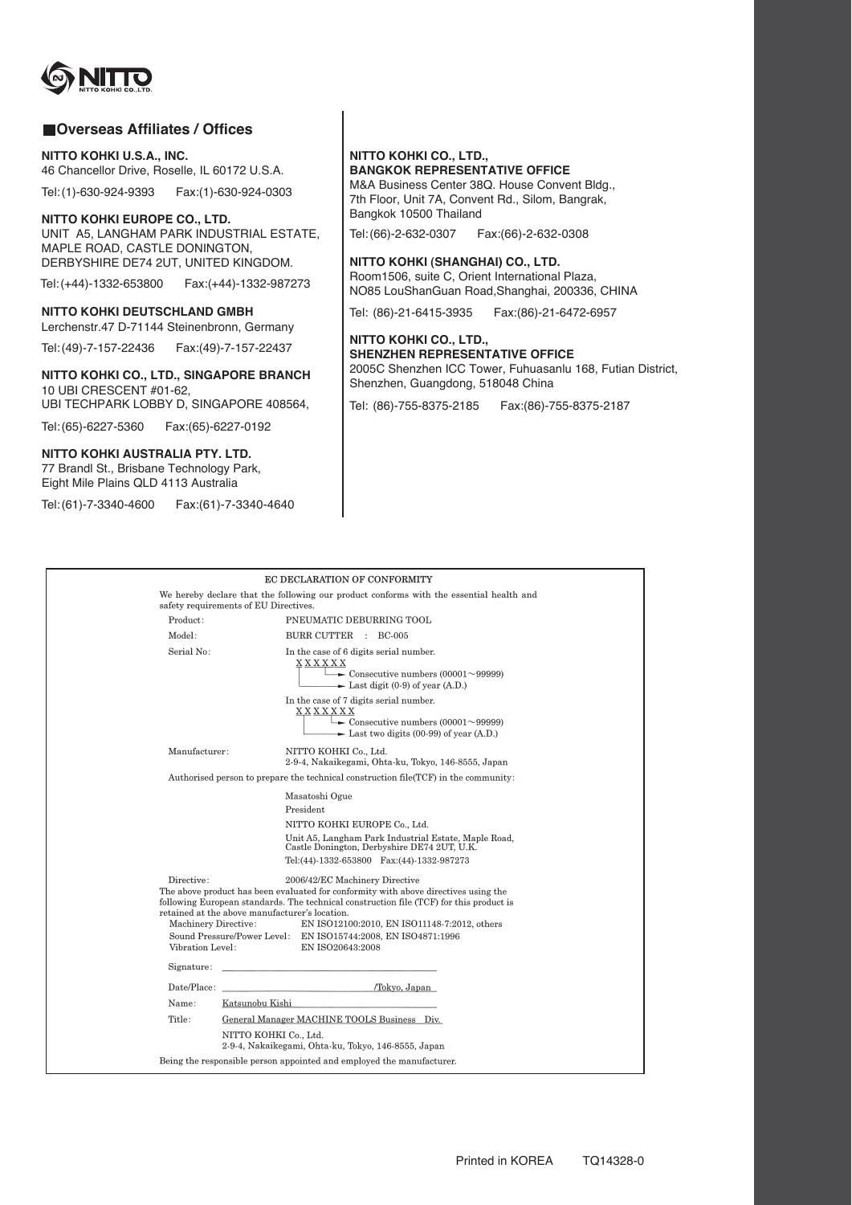NITTO KOHKI CO.,LTD.

## ■Overseas Affiliates / Offices

**NITTO KOHKI U.S.A., INC.**
46 Chancellor Drive, Roselle, IL 60172 U.S.A.

Tel:(1)-630-924-9393 Fax:(1)-630-924-0303

**NITTO KOHKI EUROPE CO., LTD.**
UNIT A5, LANGHAM PARK INDUSTRIAL ESTATE, MAPLE ROAD, CASTLE DONINGTON, DERBYSHIRE DE74 2UT, UNITED KINGDOM.

Tel:(+44)-1332-653800 Fax:(+44)-1332-987273

**NITTO KOHKI DEUTSCHLAND GMBH**
Lerchenstr.47 D-71144 Steinenbronn, Germany

Tel:(49)-7-157-22436 Fax:(49)-7-157-22437

**NITTO KOHKI CO., LTD., SINGAPORE BRANCH**
10 UBI CRESCENT #01-62, UBI TECHPARK LOBBY D, SINGAPORE 408564,

Tel:(65)-6227-5360 Fax:(65)-6227-0192

**NITTO KOHKI AUSTRALIA PTY. LTD.**
77 Brandl St., Brisbane Technology Park, Eight Mile Plains QLD 4113 Australia

Tel:(61)-7-3340-4600 Fax:(61)-7-3340-4640

**NITTO KOHKI CO., LTD., BANGKOK REPRESENTATIVE OFFICE**
M&A Business Center 38Q. House Convent Bldg., 7th Floor, Unit 7A, Convent Rd., Silom, Bangrak, Bangkok 10500 Thailand

Tel:(66)-2-632-0307 Fax:(66)-2-632-0308

**NITTO KOHKI (SHANGHAI) CO., LTD.**
Room1506, suite C, Orient International Plaza, NO85 LouShanGuan Road,Shanghai, 200336, CHINA

Tel: (86)-21-6415-3935 Fax:(86)-21-6472-6957

**NITTO KOHKI CO., LTD., SHENZHEN REPRESENTATIVE OFFICE**
2005C Shenzhen ICC Tower, Fuhuasanlu 168, Futian District, Shenzhen, Guangdong, 518048 China

Tel: (86)-755-8375-2185 Fax:(86)-755-8375-2187

---

### EC DECLARATION OF CONFORMITY

We hereby declare that the following our product conforms with the essential health and safety requirements of EU Directives.

Product: PNEUMATIC DEBURRING TOOL

Model: BURR CUTTER : BC-005

Serial No: In the case of 6 digits serial number.
X XXXXX
- XXXXX → Consecutive numbers (00001～99999)
- X → Last digit (0-9) of year (A.D.)

In the case of 7 digits serial number.
XX XXXXX
- XXXXX → Consecutive numbers (00001～99999)
- XX → Last two digits (00-99) of year (A.D.)

Manufacturer: NITTO KOHKI Co., Ltd.
2-9-4, Nakaikegami, Ohta-ku, Tokyo, 146-8555, Japan

Authorised person to prepare the technical construction file(TCF) in the community:

Masatoshi Ogue
President
NITTO KOHKI EUROPE Co., Ltd.
Unit A5, Langham Park Industrial Estate, Maple Road, Castle Donington, Derbyshire DE74 2UT, U.K.
Tel:(44)-1332-653800 Fax:(44)-1332-987273

Directive: 2006/42/EC Machinery Directive

The above product has been evaluated for conformity with above directives using the following European standards. The technical construction file (TCF) for this product is retained at the above manufacturer's location.

Machinery Directive: EN ISO12100:2010, EN ISO11148-7:2012, others
Sound Pressure/Power Level: EN ISO15744:2008, EN ISO4871:1996
Vibration Level: EN ISO20643:2008

Signature: ______________________

Date/Place: ______________________/Tokyo, Japan

Name: Katsunobu Kishi

Title: General Manager MACHINE TOOLS Business Div.

NITTO KOHKI Co., Ltd.
2-9-4, Nakaikegami, Ohta-ku, Tokyo, 146-8555, Japan

Being the responsible person appointed and employed the manufacturer.

---

Printed in KOREA TQ14328-0